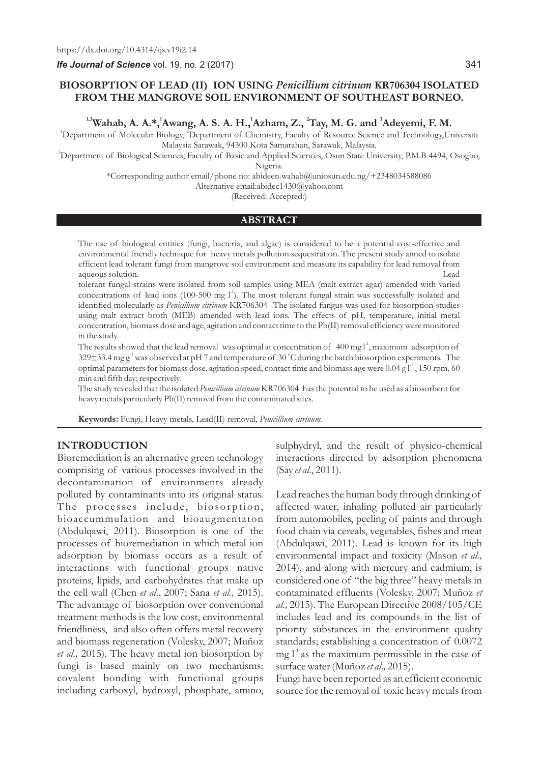https://dx.doi.org/10.4314/ijs.v19i2.14

# BIOSORPTION OF LEAD (II) ION USING *Penicillium citrinum* KR706304 ISOLATED FROM THE MANGROVE SOIL ENVIRONMENT OF SOUTHEAST BORNEO.

**Wahab, A. A.[1,3]\*, Awang, A. S. A. H.[1], Azham, Z.[1], Tay, M. G.[2] and Adeyemi, F. M.[3]**

[1]Department of Molecular Biology, [2]Department of Chemistry, Faculty of Resource Science and Technology, Universiti Malaysia Sarawak, 94300 Kota Samarahan, Sarawak, Malaysia.

[3]Department of Biological Sciences, Faculty of Basic and Applied Sciences, Osun State University, P.M.B 4494, Osogbo, Nigeria.

\*Corresponding author email/phone no: abideen.wahab@uniosun.edu.ng/+2348034588086

Alternative email:abidec1430@yahoo.com

(Received: Accepted:)

## ABSTRACT

The use of biological entities (fungi, bacteria, and algae) is considered to be a potential cost-effective and environmental friendly technique for heavy metals pollution sequestration. The present study aimed to isolate efficient lead tolerant fungi from mangrove soil environment and measure its capability for lead removal from aqueous solution.

Lead tolerant fungal strains were isolated from soil samples using MEA (malt extract agar) amended with varied concentrations of lead ions (100-500 mg $l^{-1}$). The most tolerant fungal strain was successfully isolated and identified molecularly as *Penicillium citrinum* KR706304 The isolated fungus was used for biosorption studies using malt extract broth (MEB) amended with lead ions. The effects of pH, temperature, initial metal concentration, biomass dose and age, agitation and contact time to the Pb(II) removal efficiency were monitored in the study.

The results showed that the lead removal was optimal at concentration of 400 mg $l^{-1}$, maximum adsorption of 329±33.4 mg $g^{-1}$ was observed at pH 7 and temperature of 30 °C during the batch biosorption experiments. The optimal parameters for biomass dose, agitation speed, contact time and biomass age were 0.04 g $l^{-1}$, 150 rpm, 60 min and fifth day; respectively.

The study revealed that the isolated *Penicillium citrinum* KR706304 has the potential to be used as a biosorbent for heavy metals particularly Pb(II) removal from the contaminated sites.

**Keywords:** Fungi, Heavy metals, Lead(II) removal, *Penicillium citrinum.*

## INTRODUCTION

Bioremediation is an alternative green technology comprising of various processes involved in the decontamination of environments already polluted by contaminants into its original status. The processes include, biosorption, bioaccummulation and bioaugmentaton (Abdulqawi, 2011). Biosorption is one of the processes of bioremediation in which metal ion adsorption by biomass occurs as a result of interactions with functional groups native proteins, lipids, and carbohydrates that make up the cell wall (Chen *et al.*, 2007; Sana *et al.,* 2015). The advantage of biosorption over conventional treatment methods is the low cost, environmental friendliness, and also often offers metal recovery and biomass regeneration (Volesky, 2007; Muñoz *et al.,* 2015). The heavy metal ion biosorption by fungi is based mainly on two mechanisms: covalent bonding with functional groups including carboxyl, hydroxyl, phosphate, amino, sulphydryl, and the result of physico-chemical interactions directed by adsorption phenomena (Say *et al.*, 2011).

Lead reaches the human body through drinking of affected water, inhaling polluted air particularly from automobiles, peeling of paints and through food chain via cereals, vegetables, fishes and meat (Abdulqawi, 2011). Lead is known for its high environmental impact and toxicity (Mason *et al.,* 2014), and along with mercury and cadmium, is considered one of "the big three" heavy metals in contaminated effluents (Volesky, 2007; Muñoz *et al.,* 2015). The European Directive 2008/105/CE includes lead and its compounds in the list of priority substances in the environment quality standards; establishing a concentration of 0.0072 mg $l^{-1}$ as the maximum permissible in the case of surface water (Muñoz *et al.,* 2015).

Fungi have been reported as an efficient economic source for the removal of toxic heavy metals from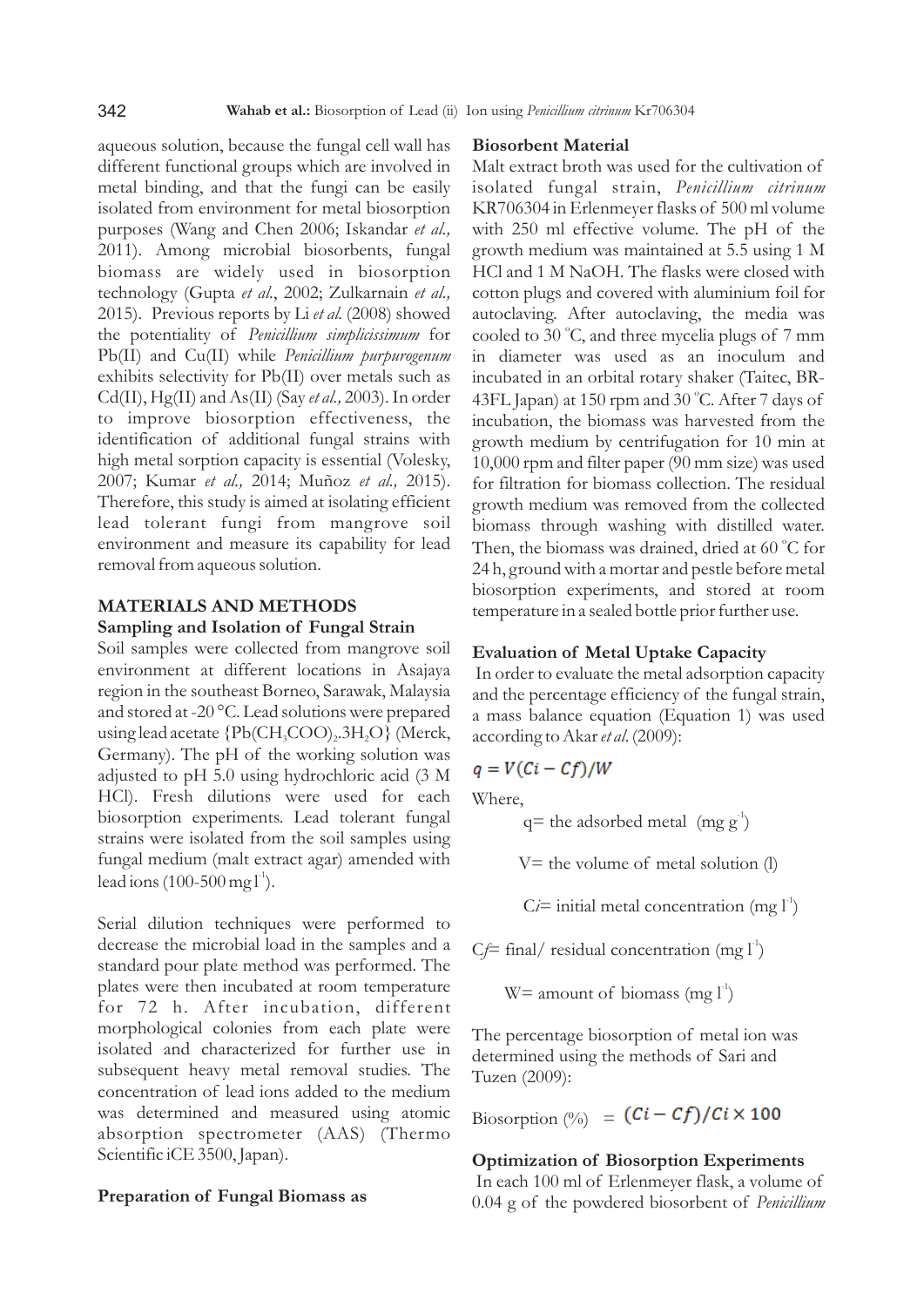aqueous solution, because the fungal cell wall has different functional groups which are involved in metal binding, and that the fungi can be easily isolated from environment for metal biosorption purposes (Wang and Chen 2006; Iskandar *et al.,* 2011). Among microbial biosorbents, fungal biomass are widely used in biosorption technology (Gupta *et al.*, 2002; Zulkarnain *et al.,* 2015). Previous reports by Li *et al.* (2008) showed the potentiality of *Penicillium simplicissimum* for Pb(II) and Cu(II) while *Penicillium purpurogenum* exhibits selectivity for Pb(II) over metals such as Cd(II), Hg(II) and As(II) (Say *et al.,* 2003). In order to improve biosorption effectiveness, the identification of additional fungal strains with high metal sorption capacity is essential (Volesky, 2007; Kumar *et al.,* 2014; Muñoz *et al.,* 2015). Therefore, this study is aimed at isolating efficient lead tolerant fungi from mangrove soil environment and measure its capability for lead removal from aqueous solution.

## MATERIALS AND METHODS

### Sampling and Isolation of Fungal Strain

Soil samples were collected from mangrove soil environment at different locations in Asajaya region in the southeast Borneo, Sarawak, Malaysia and stored at -20 °C. Lead solutions were prepared using lead acetate $\{Pb(CH_3COO)_2.3H_2O\}$ (Merck, Germany). The pH of the working solution was adjusted to pH 5.0 using hydrochloric acid (3 M HCl). Fresh dilutions were used for each biosorption experiments. Lead tolerant fungal strains were isolated from the soil samples using fungal medium (malt extract agar) amended with lead ions (100-500 mg $l^{-1}$).

Serial dilution techniques were performed to decrease the microbial load in the samples and a standard pour plate method was performed. The plates were then incubated at room temperature for 72 h. After incubation, different morphological colonies from each plate were isolated and characterized for further use in subsequent heavy metal removal studies. The concentration of lead ions added to the medium was determined and measured using atomic absorption spectrometer (AAS) (Thermo Scientific iCE 3500, Japan).

### Preparation of Fungal Biomass as Biosorbent Material

Malt extract broth was used for the cultivation of isolated fungal strain, *Penicillium citrinum* KR706304 in Erlenmeyer flasks of 500 ml volume with 250 ml effective volume. The pH of the growth medium was maintained at 5.5 using 1 M HCl and 1 M NaOH. The flasks were closed with cotton plugs and covered with aluminium foil for autoclaving. After autoclaving, the media was cooled to 30 °C, and three mycelia plugs of 7 mm in diameter was used as an inoculum and incubated in an orbital rotary shaker (Taitec, BR-43FL Japan) at 150 rpm and 30 °C. After 7 days of incubation, the biomass was harvested from the growth medium by centrifugation for 10 min at 10,000 rpm and filter paper (90 mm size) was used for filtration for biomass collection. The residual growth medium was removed from the collected biomass through washing with distilled water. Then, the biomass was drained, dried at 60 °C for 24 h, ground with a mortar and pestle before metal biosorption experiments, and stored at room temperature in a sealed bottle prior further use.

### Evaluation of Metal Uptake Capacity

In order to evaluate the metal adsorption capacity and the percentage efficiency of the fungal strain, a mass balance equation (Equation 1) was used according to Akar *et al.* (2009):

$$q = V(Ci - Cf)/W$$

Where,

$q$ = the adsorbed metal (mg $g^{-1}$)

$V$ = the volume of metal solution (l)

$Ci$ = initial metal concentration (mg $l^{-1}$)

$Cf$ = final/ residual concentration (mg $l^{-1}$)

$W$ = amount of biomass (mg $l^{-1}$)

The percentage biosorption of metal ion was determined using the methods of Sari and Tuzen (2009):

$$\text{Biosorption (\%)} = (Ci - Cf)/Ci \times 100$$

### Optimization of Biosorption Experiments

In each 100 ml of Erlenmeyer flask, a volume of 0.04 g of the powdered biosorbent of *Penicillium*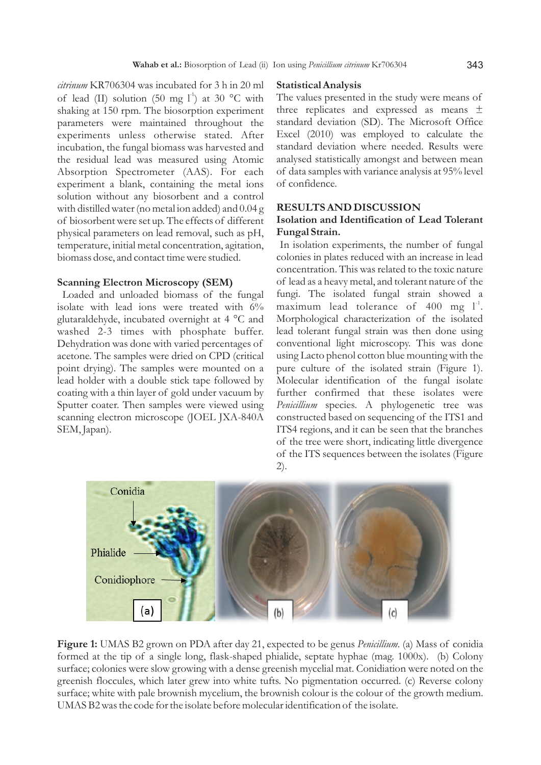*citrinum* KR706304 was incubated for 3 h in 20 ml of lead (II) solution (50 mg $l^{-1}$) at 30 °C with shaking at 150 rpm. The biosorption experiment parameters were maintained throughout the experiments unless otherwise stated. After incubation, the fungal biomass was harvested and the residual lead was measured using Atomic Absorption Spectrometer (AAS). For each experiment a blank, containing the metal ions solution without any biosorbent and a control with distilled water (no metal ion added) and 0.04 g of biosorbent were set up. The effects of different physical parameters on lead removal, such as pH, temperature, initial metal concentration, agitation, biomass dose, and contact time were studied.

### Scanning Electron Microscopy (SEM)

Loaded and unloaded biomass of the fungal isolate with lead ions were treated with 6% glutaraldehyde, incubated overnight at 4 °C and washed 2-3 times with phosphate buffer. Dehydration was done with varied percentages of acetone. The samples were dried on CPD (critical point drying). The samples were mounted on a lead holder with a double stick tape followed by coating with a thin layer of gold under vacuum by Sputter coater. Then samples were viewed using scanning electron microscope (JOEL JXA-840A SEM, Japan).

### Statistical Analysis

The values presented in the study were means of three replicates and expressed as means ± standard deviation (SD). The Microsoft Office Excel (2010) was employed to calculate the standard deviation where needed. Results were analysed statistically amongst and between mean of data samples with variance analysis at 95% level of confidence.

## RESULTS AND DISCUSSION

### Isolation and Identification of Lead Tolerant Fungal Strain.

In isolation experiments, the number of fungal colonies in plates reduced with an increase in lead concentration. This was related to the toxic nature of lead as a heavy metal, and tolerant nature of the fungi. The isolated fungal strain showed a maximum lead tolerance of 400 mg $l^{-1}$. Morphological characterization of the isolated lead tolerant fungal strain was then done using conventional light microscopy. This was done using Lacto phenol cotton blue mounting with the pure culture of the isolated strain (Figure 1). Molecular identification of the fungal isolate further confirmed that these isolates were *Penicillium* species. A phylogenetic tree was constructed based on sequencing of the ITS1 and ITS4 regions, and it can be seen that the branches of the tree were short, indicating little divergence of the ITS sequences between the isolates (Figure 2).

**Figure 1:** UMAS B2 grown on PDA after day 21, expected to be genus *Penicillium*. (a) Mass of conidia formed at the tip of a single long, flask-shaped phialide, septate hyphae (mag. 1000x). (b) Colony surface; colonies were slow growing with a dense greenish mycelial mat. Conidiation were noted on the greenish floccules, which later grew into white tufts. No pigmentation occurred. (c) Reverse colony surface; white with pale brownish mycelium, the brownish colour is the colour of the growth medium. UMAS B2 was the code for the isolate before molecular identification of the isolate.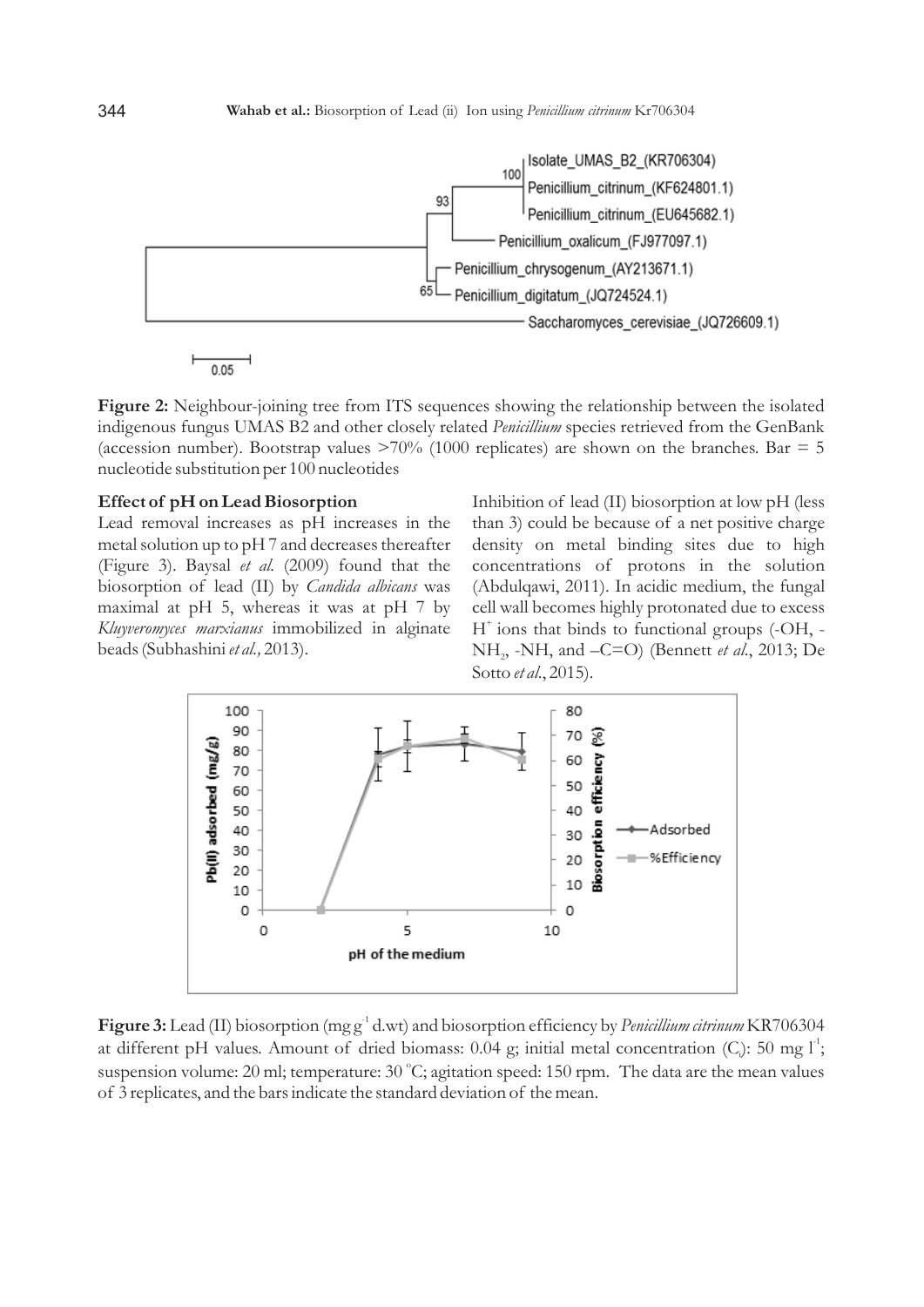**Figure 2:** Neighbour-joining tree from ITS sequences showing the relationship between the isolated indigenous fungus UMAS B2 and other closely related *Penicillium* species retrieved from the GenBank (accession number). Bootstrap values >70% (1000 replicates) are shown on the branches. Bar = 5 nucleotide substitution per 100 nucleotides

**Effect of pH on Lead Biosorption**

Lead removal increases as pH increases in the metal solution up to pH 7 and decreases thereafter (Figure 3). Baysal *et al.* (2009) found that the biosorption of lead (II) by *Candida albicans* was maximal at pH 5, whereas it was at pH 7 by *Kluyveromyces marxianus* immobilized in alginate beads (Subhashini *et al.,* 2013).

Inhibition of lead (II) biosorption at low pH (less than 3) could be because of a net positive charge density on metal binding sites due to high concentrations of protons in the solution (Abdulqawi, 2011). In acidic medium, the fungal cell wall becomes highly protonated due to excess $H^+$ ions that binds to functional groups (-OH, -$NH_2$, -NH, and –C=O) (Bennett *et al.*, 2013; De Sotto *et al.*, 2015).

**Figure 3:** Lead (II) biosorption (mg $g^{-1}$ d.wt) and biosorption efficiency by *Penicillium citrinum* KR706304 at different pH values. Amount of dried biomass: 0.04 g; initial metal concentration ($C_i$): 50 mg $l^{-1}$; suspension volume: 20 ml; temperature: 30 °C; agitation speed: 150 rpm. The data are the mean values of 3 replicates, and the bars indicate the standard deviation of the mean.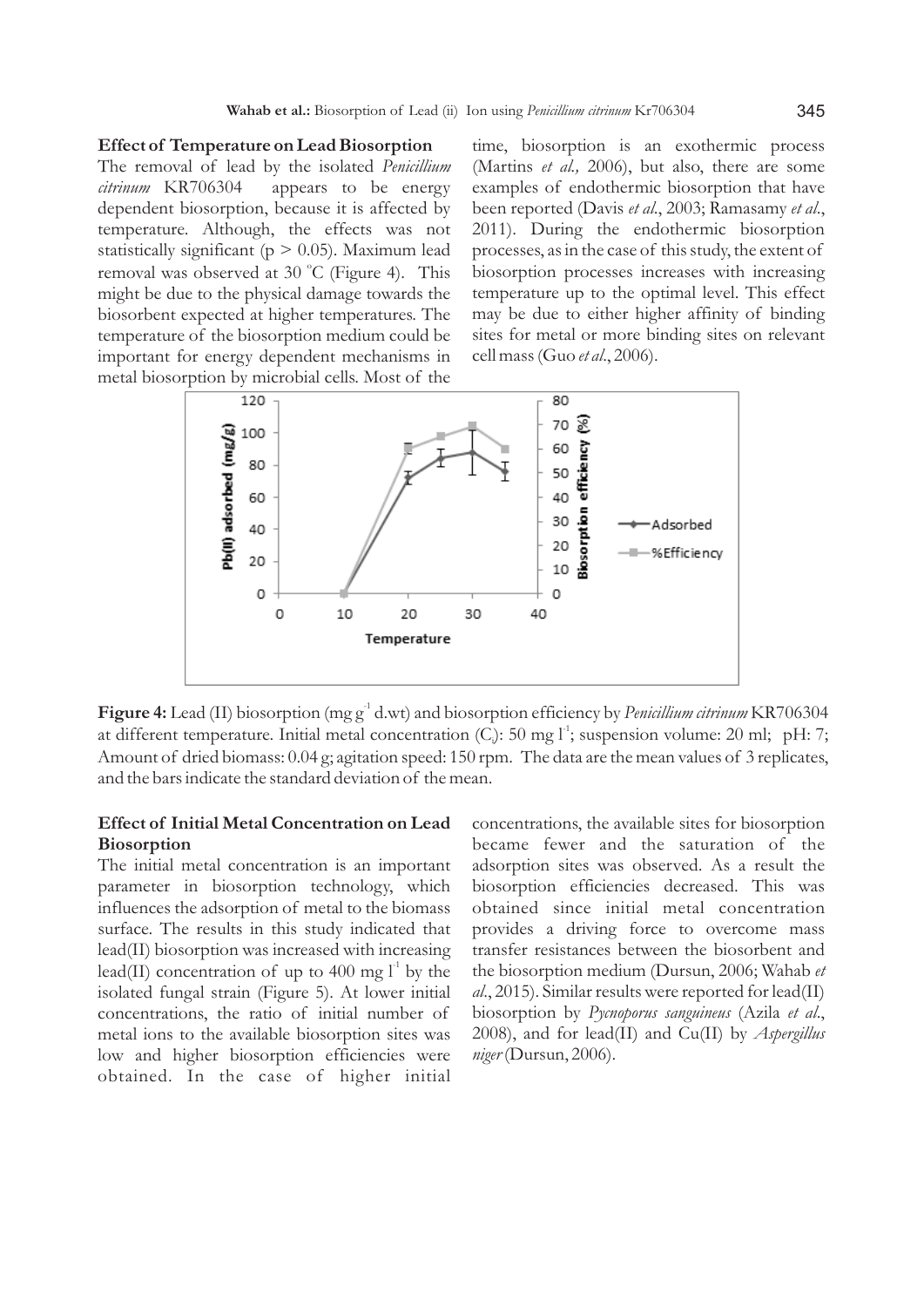**Effect of Temperature on Lead Biosorption**

The removal of lead by the isolated *Penicillium citrinum* KR706304 appears to be energy dependent biosorption, because it is affected by temperature. Although, the effects was not statistically significant ($p > 0.05$). Maximum lead removal was observed at 30 °C (Figure 4). This might be due to the physical damage towards the biosorbent expected at higher temperatures. The temperature of the biosorption medium could be important for energy dependent mechanisms in metal biosorption by microbial cells. Most of the time, biosorption is an exothermic process (Martins *et al.,* 2006), but also, there are some examples of endothermic biosorption that have been reported (Davis *et al.*, 2003; Ramasamy *et al.*, 2011). During the endothermic biosorption processes, as in the case of this study, the extent of biosorption processes increases with increasing temperature up to the optimal level. This effect may be due to either higher affinity of binding sites for metal or more binding sites on relevant cell mass (Guo *et al.*, 2006).

**Figure 4:** Lead (II) biosorption (mg $g^{-1}$ d.wt) and biosorption efficiency by *Penicillium citrinum* KR706304 at different temperature. Initial metal concentration ($C_i$): 50 mg $l^{-1}$; suspension volume: 20 ml; pH: 7; Amount of dried biomass: 0.04 g; agitation speed: 150 rpm. The data are the mean values of 3 replicates, and the bars indicate the standard deviation of the mean.

**Effect of Initial Metal Concentration on Lead Biosorption**

The initial metal concentration is an important parameter in biosorption technology, which influences the adsorption of metal to the biomass surface. The results in this study indicated that lead(II) biosorption was increased with increasing lead(II) concentration of up to 400 mg $l^{-1}$ by the isolated fungal strain (Figure 5). At lower initial concentrations, the ratio of initial number of metal ions to the available biosorption sites was low and higher biosorption efficiencies were obtained. In the case of higher initial concentrations, the available sites for biosorption became fewer and the saturation of the adsorption sites was observed. As a result the biosorption efficiencies decreased. This was obtained since initial metal concentration provides a driving force to overcome mass transfer resistances between the biosorbent and the biosorption medium (Dursun, 2006; Wahab *et al.*, 2015). Similar results were reported for lead(II) biosorption by *Pycnoporus sanguineus* (Azila *et al.*, 2008), and for lead(II) and Cu(II) by *Aspergillus niger* (Dursun, 2006).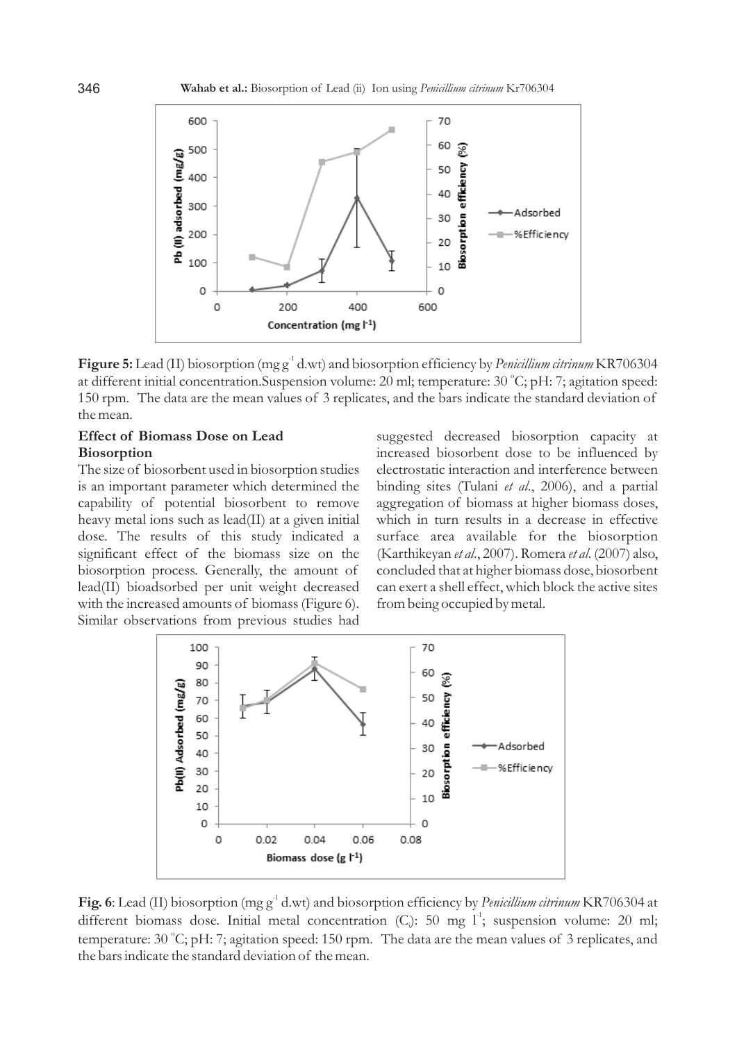**Figure 5:** Lead (II) biosorption (mg $g^{-1}$ d.wt) and biosorption efficiency by *Penicillium citrinum* KR706304 at different initial concentration.Suspension volume: 20 ml; temperature: 30 °C; pH: 7; agitation speed: 150 rpm. The data are the mean values of 3 replicates, and the bars indicate the standard deviation of the mean.

**Effect of Biomass Dose on Lead Biosorption**

The size of biosorbent used in biosorption studies is an important parameter which determined the capability of potential biosorbent to remove heavy metal ions such as lead(II) at a given initial dose. The results of this study indicated a significant effect of the biomass size on the biosorption process. Generally, the amount of lead(II) bioadsorbed per unit weight decreased with the increased amounts of biomass (Figure 6). Similar observations from previous studies had suggested decreased biosorption capacity at increased biosorbent dose to be influenced by electrostatic interaction and interference between binding sites (Tulani *et al*., 2006), and a partial aggregation of biomass at higher biomass doses, which in turn results in a decrease in effective surface area available for the biosorption (Karthikeyan *et al*., 2007). Romera *et al*. (2007) also, concluded that at higher biomass dose, biosorbent can exert a shell effect, which block the active sites from being occupied by metal.

**Fig. 6**: Lead (II) biosorption (mg $g^{-1}$ d.wt) and biosorption efficiency by *Penicillium citrinum* KR706304 at different biomass dose. Initial metal concentration ($C_i$): 50 mg $l^{-1}$; suspension volume: 20 ml; temperature: 30 °C; pH: 7; agitation speed: 150 rpm. The data are the mean values of 3 replicates, and the bars indicate the standard deviation of the mean.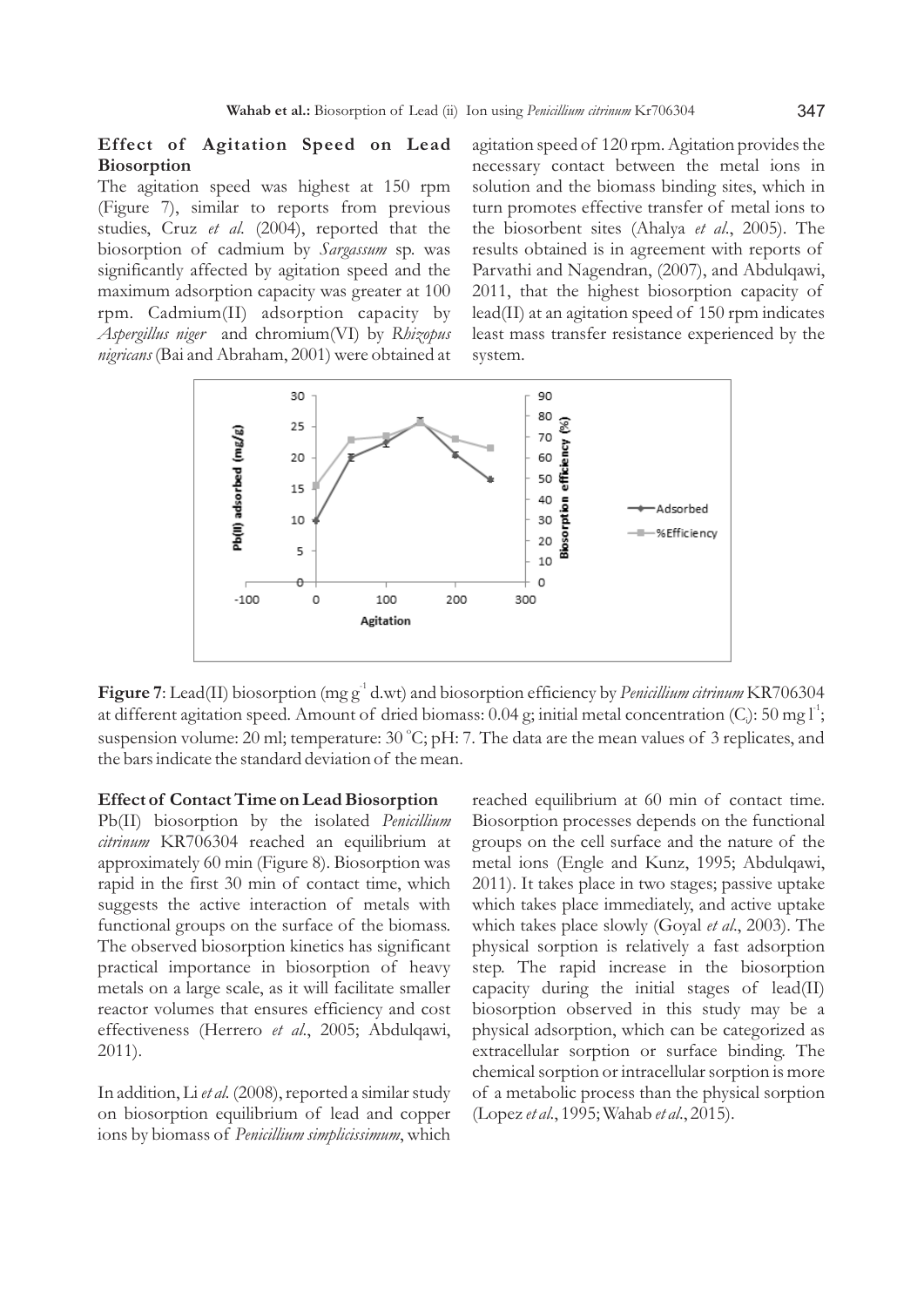### Effect of Agitation Speed on Lead Biosorption

The agitation speed was highest at 150 rpm (Figure 7), similar to reports from previous studies, Cruz *et al.* (2004), reported that the biosorption of cadmium by *Sargassum* sp. was significantly affected by agitation speed and the maximum adsorption capacity was greater at 100 rpm. Cadmium(II) adsorption capacity by *Aspergillus niger* and chromium(VI) by *Rhizopus nigricans* (Bai and Abraham, 2001) were obtained at agitation speed of 120 rpm. Agitation provides the necessary contact between the metal ions in solution and the biomass binding sites, which in turn promotes effective transfer of metal ions to the biosorbent sites (Ahalya *et al.*, 2005). The results obtained is in agreement with reports of Parvathi and Nagendran, (2007), and Abdulqawi, 2011, that the highest biosorption capacity of lead(II) at an agitation speed of 150 rpm indicates least mass transfer resistance experienced by the system.

**Figure 7**: Lead(II) biosorption (mg $g^{-1}$ d.wt) and biosorption efficiency by *Penicillium citrinum* KR706304 at different agitation speed. Amount of dried biomass: 0.04 g; initial metal concentration ($C_i$): 50 mg $l^{-1}$; suspension volume: 20 ml; temperature: 30 °C; pH: 7. The data are the mean values of 3 replicates, and the bars indicate the standard deviation of the mean.

### Effect of Contact Time on Lead Biosorption

Pb(II) biosorption by the isolated *Penicillium citrinum* KR706304 reached an equilibrium at approximately 60 min (Figure 8). Biosorption was rapid in the first 30 min of contact time, which suggests the active interaction of metals with functional groups on the surface of the biomass. The observed biosorption kinetics has significant practical importance in biosorption of heavy metals on a large scale, as it will facilitate smaller reactor volumes that ensures efficiency and cost effectiveness (Herrero *et al.*, 2005; Abdulqawi, 2011).

In addition, Li *et al.* (2008), reported a similar study on biosorption equilibrium of lead and copper ions by biomass of *Penicillium simplicissimum*, which reached equilibrium at 60 min of contact time. Biosorption processes depends on the functional groups on the cell surface and the nature of the metal ions (Engle and Kunz, 1995; Abdulqawi, 2011). It takes place in two stages; passive uptake which takes place immediately, and active uptake which takes place slowly (Goyal *et al.*, 2003). The physical sorption is relatively a fast adsorption step. The rapid increase in the biosorption capacity during the initial stages of lead(II) biosorption observed in this study may be a physical adsorption, which can be categorized as extracellular sorption or surface binding. The chemical sorption or intracellular sorption is more of a metabolic process than the physical sorption (Lopez *et al.*, 1995; Wahab *et al.*, 2015).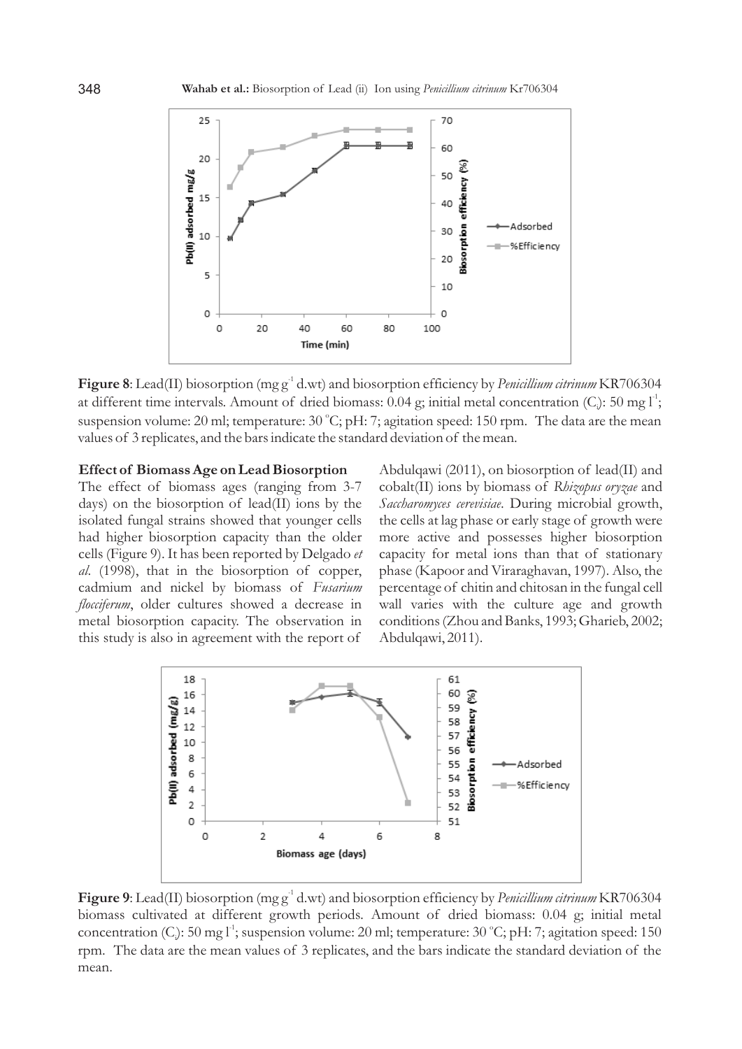**Figure 8**: Lead(II) biosorption (mg $g^{-1}$ d.wt) and biosorption efficiency by *Penicillium citrinum* KR706304 at different time intervals. Amount of dried biomass: 0.04 g; initial metal concentration ($C_i$): 50 mg $l^{-1}$; suspension volume: 20 ml; temperature: 30 °C; pH: 7; agitation speed: 150 rpm. The data are the mean values of 3 replicates, and the bars indicate the standard deviation of the mean.

**Effect of Biomass Age on Lead Biosorption**

The effect of biomass ages (ranging from 3-7 days) on the biosorption of lead(II) ions by the isolated fungal strains showed that younger cells had higher biosorption capacity than the older cells (Figure 9). It has been reported by Delgado *et al*. (1998), that in the biosorption of copper, cadmium and nickel by biomass of *Fusarium flocciferum*, older cultures showed a decrease in metal biosorption capacity. The observation in this study is also in agreement with the report of Abdulqawi (2011), on biosorption of lead(II) and cobalt(II) ions by biomass of *Rhizopus oryzae* and *Saccharomyces cerevisiae*. During microbial growth, the cells at lag phase or early stage of growth were more active and possesses higher biosorption capacity for metal ions than that of stationary phase (Kapoor and Viraraghavan, 1997). Also, the percentage of chitin and chitosan in the fungal cell wall varies with the culture age and growth conditions (Zhou and Banks, 1993; Gharieb, 2002; Abdulqawi, 2011).

**Figure 9**: Lead(II) biosorption (mg $g^{-1}$ d.wt) and biosorption efficiency by *Penicillium citrinum* KR706304 biomass cultivated at different growth periods. Amount of dried biomass: 0.04 g; initial metal concentration ($C_i$): 50 mg $l^{-1}$; suspension volume: 20 ml; temperature: 30 °C; pH: 7; agitation speed: 150 rpm. The data are the mean values of 3 replicates, and the bars indicate the standard deviation of the mean.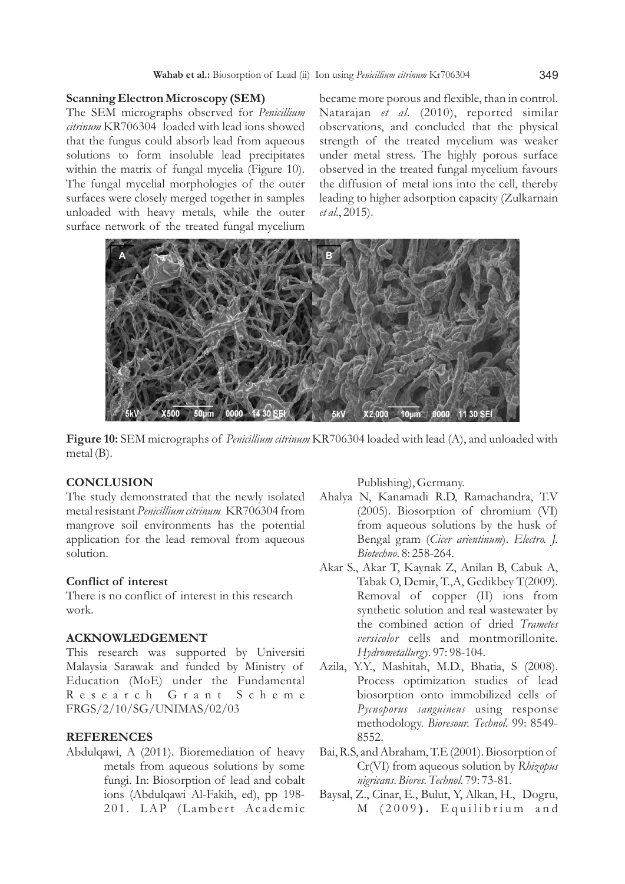**Scanning Electron Microscopy (SEM)**

The SEM micrographs observed for *Penicillium citrinum* KR706304 loaded with lead ions showed that the fungus could absorb lead from aqueous solutions to form insoluble lead precipitates within the matrix of fungal mycelia (Figure 10). The fungal mycelial morphologies of the outer surfaces were closely merged together in samples unloaded with heavy metals, while the outer surface network of the treated fungal mycelium became more porous and flexible, than in control. Natarajan *et al*. (2010), reported similar observations, and concluded that the physical strength of the treated mycelium was weaker under metal stress. The highly porous surface observed in the treated fungal mycelium favours the diffusion of metal ions into the cell, thereby leading to higher adsorption capacity (Zulkarnain *et al*., 2015).

**Figure 10:** SEM micrographs of *Penicillium citrinum* KR706304 loaded with lead (A), and unloaded with metal (B).

## CONCLUSION

The study demonstrated that the newly isolated metal resistant *Penicillium citrinum* KR706304 from mangrove soil environments has the potential application for the lead removal from aqueous solution.

### Conflict of interest

There is no conflict of interest in this research work.

## ACKNOWLEDGEMENT

This research was supported by Universiti Malaysia Sarawak and funded by Ministry of Education (MoE) under the Fundamental Research Grant Scheme FRGS/2/10/SG/UNIMAS/02/03

## REFERENCES

Abdulqawi, A (2011). Bioremediation of heavy metals from aqueous solutions by some fungi. In: Biosorption of lead and cobalt ions (Abdulqawi Al-Fakih, ed), pp 198-201. LAP (Lambert Academic Publishing), Germany.

Ahalya N, Kanamadi R.D, Ramachandra, T.V (2005). Biosorption of chromium (VI) from aqueous solutions by the husk of Bengal gram (*Cicer arientinum*). *Electro. J. Biotechno*. 8: 258-264.

Akar S., Akar T, Kaynak Z, Anilan B, Cabuk A, Tabak O, Demir, T.,A, Gedikbey T(2009). Removal of copper (II) ions from synthetic solution and real wastewater by the combined action of dried *Trametes versicolor* cells and montmorillonite. *Hydrometallurgy*. 97: 98-104.

Azila, Y.Y., Mashitah, M.D., Bhatia, S (2008). Process optimization studies of lead biosorption onto immobilized cells of *Pycnoporus sanguineus* using response methodology. *Bioresour. Technol.* 99: 8549-8552.

Bai, R.S, and Abraham, T.E (2001). Biosorption of Cr(VI) from aqueous solution by *Rhizopus nigricans*. *Biores. Technol.* 79: 73-81.

Baysal, Z., Cinar, E., Bulut, Y, Alkan, H., Dogru, M (2009). Equilibrium and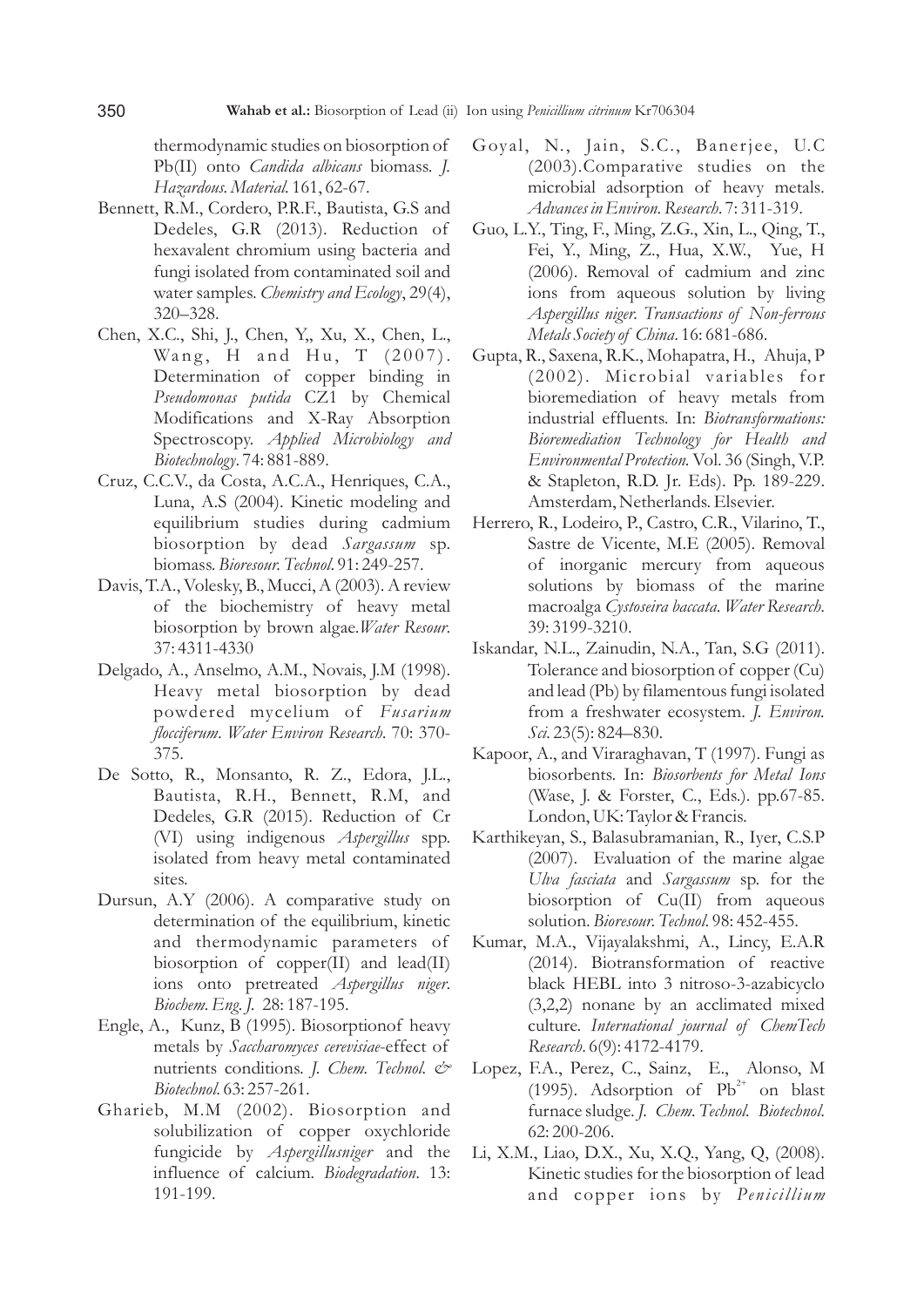thermodynamic studies on biosorption of Pb(II) onto *Candida albicans* biomass. *J. Hazardous. Material.* 161, 62-67.

Bennett, R.M., Cordero, P.R.F., Bautista, G.S and Dedeles, G.R (2013). Reduction of hexavalent chromium using bacteria and fungi isolated from contaminated soil and water samples. *Chemistry and Ecology*, 29(4), 320–328.

Chen, X.C., Shi, J., Chen, Y,, Xu, X., Chen, L., Wang, H and Hu, T (2007). Determination of copper binding in *Pseudomonas putida* CZ1 by Chemical Modifications and X-Ray Absorption Spectroscopy. *Applied Microbiology and Biotechnology*. 74: 881-889.

Cruz, C.C.V., da Costa, A.C.A., Henriques, C.A., Luna, A.S (2004). Kinetic modeling and equilibrium studies during cadmium biosorption by dead *Sargassum* sp. biomass. *Bioresour. Technol.* 91: 249-257.

Davis, T.A., Volesky, B., Mucci, A (2003). A review of the biochemistry of heavy metal biosorption by brown algae.*Water Resour.* 37: 4311-4330

Delgado, A., Anselmo, A.M., Novais, J.M (1998). Heavy metal biosorption by dead powdered mycelium of *Fusarium flocciferum*. *Water Environ Research.* 70: 370-375.

De Sotto, R., Monsanto, R. Z., Edora, J.L., Bautista, R.H., Bennett, R.M, and Dedeles, G.R (2015). Reduction of Cr (VI) using indigenous *Aspergillus* spp. isolated from heavy metal contaminated sites.

Dursun, A.Y (2006). A comparative study on determination of the equilibrium, kinetic and thermodynamic parameters of biosorption of copper(II) and lead(II) ions onto pretreated *Aspergillus niger*. *Biochem. Eng. J.* 28: 187-195.

Engle, A., Kunz, B (1995). Biosorptionof heavy metals by *Saccharomyces cerevisiae*-effect of nutrients conditions. *J. Chem. Technol. & Biotechnol.* 63: 257-261.

Gharieb, M.M (2002). Biosorption and solubilization of copper oxychloride fungicide by *Aspergillusniger* and the influence of calcium. *Biodegradation.* 13: 191-199.

Goyal, N., Jain, S.C., Banerjee, U.C (2003).Comparative studies on the microbial adsorption of heavy metals. *Advances in Environ. Research.* 7: 311-319.

Guo, L.Y., Ting, F., Ming, Z.G., Xin, L., Qing, T., Fei, Y., Ming, Z., Hua, X.W., Yue, H (2006). Removal of cadmium and zinc ions from aqueous solution by living *Aspergillus niger. Transactions of Non-ferrous Metals Society of China.* 16: 681-686.

Gupta, R., Saxena, R.K., Mohapatra, H., Ahuja, P (2002). Microbial variables for bioremediation of heavy metals from industrial effluents. In: *Biotransformations: Bioremediation Technology for Health and Environmental Protection.* Vol. 36 (Singh, V.P. & Stapleton, R.D. Jr. Eds). Pp. 189-229. Amsterdam, Netherlands. Elsevier.

Herrero, R., Lodeiro, P., Castro, C.R., Vilarino, T., Sastre de Vicente, M.E (2005). Removal of inorganic mercury from aqueous solutions by biomass of the marine macroalga *Cystoseira baccata*. *Water Research.* 39: 3199-3210.

Iskandar, N.L., Zainudin, N.A., Tan, S.G (2011). Tolerance and biosorption of copper (Cu) and lead (Pb) by filamentous fungi isolated from a freshwater ecosystem. *J. Environ. Sci.* 23(5): 824–830.

Kapoor, A., and Viraraghavan, T (1997). Fungi as biosorbents. In: *Biosorbents for Metal Ions* (Wase, J. & Forster, C., Eds.). pp.67-85. London, UK: Taylor & Francis.

Karthikeyan, S., Balasubramanian, R., Iyer, C.S.P (2007). Evaluation of the marine algae *Ulva fasciata* and *Sargassum* sp. for the biosorption of Cu(II) from aqueous solution. *Bioresour. Technol.* 98: 452-455.

Kumar, M.A., Vijayalakshmi, A., Lincy, E.A.R (2014). Biotransformation of reactive black HEBL into 3 nitroso-3-azabicyclo (3,2,2) nonane by an acclimated mixed culture. *International journal of ChemTech Research.* 6(9): 4172-4179.

Lopez, F.A., Perez, C., Sainz, E., Alonso, M (1995). Adsorption of $Pb^{2+}$ on blast furnace sludge. *J. Chem. Technol. Biotechnol.* 62: 200-206.

Li, X.M., Liao, D.X., Xu, X.Q., Yang, Q, (2008). Kinetic studies for the biosorption of lead and copper ions by *Penicillium*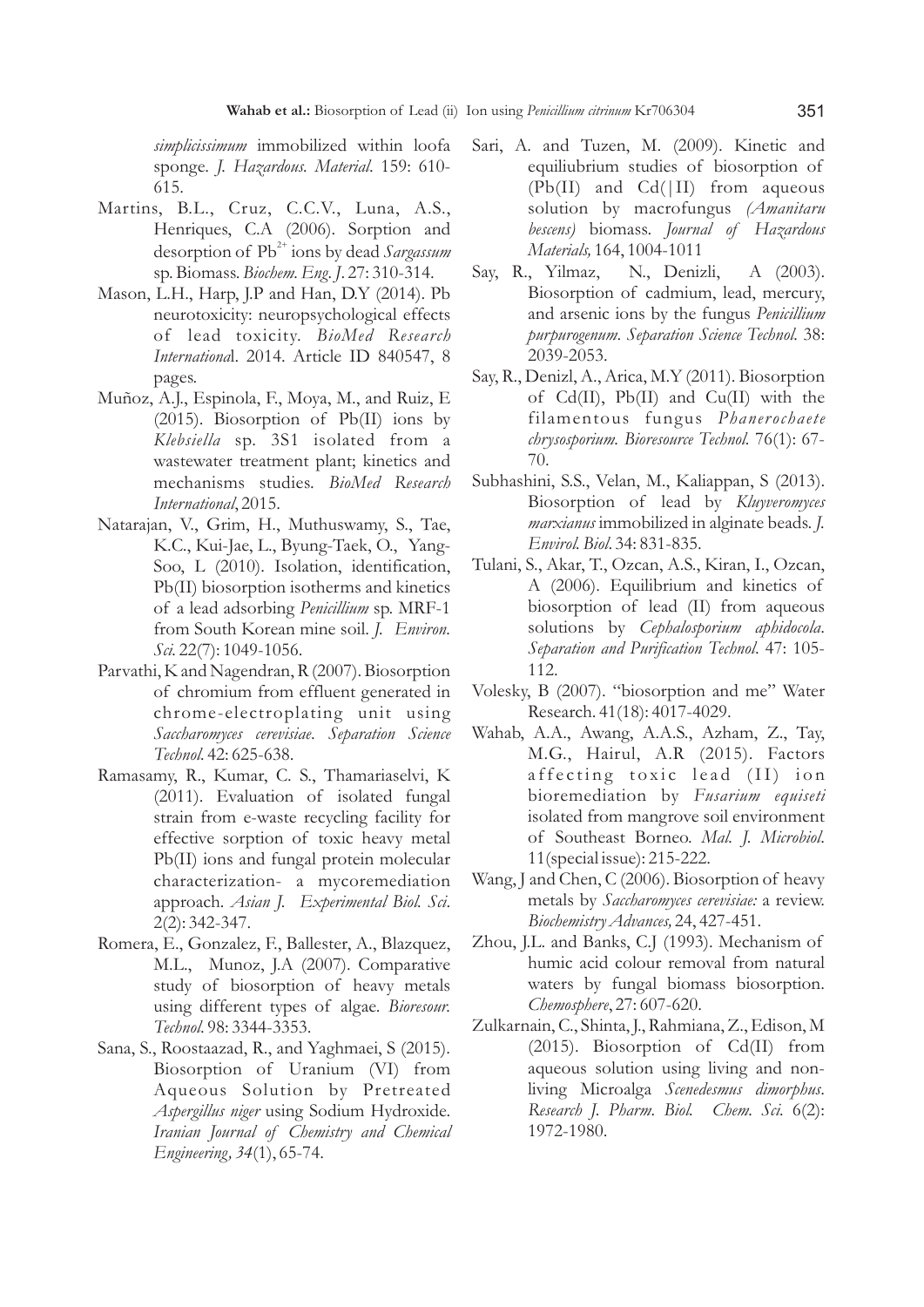*simplicissimum* immobilized within loofa sponge. *J. Hazardous. Material*. 159: 610-615.

Martins, B.L., Cruz, C.C.V., Luna, A.S., Henriques, C.A (2006). Sorption and desorption of $Pb^{2+}$ ions by dead *Sargassum* sp. Biomass. *Biochem. Eng. J*. 27: 310-314.

Mason, L.H., Harp, J.P and Han, D.Y (2014). Pb neurotoxicity: neuropsychological effects of lead toxicity. *BioMed Research Internationa*l. 2014. Article ID 840547, 8 pages.

Muñoz, A.J., Espinola, F., Moya, M., and Ruiz, E (2015). Biosorption of Pb(II) ions by *Klebsiella* sp. 3S1 isolated from a wastewater treatment plant; kinetics and mechanisms studies. *BioMed Research International*, 2015.

Natarajan, V., Grim, H., Muthuswamy, S., Tae, K.C., Kui-Jae, L., Byung-Taek, O., Yang-Soo, L (2010). Isolation, identification, Pb(II) biosorption isotherms and kinetics of a lead adsorbing *Penicillium* sp. MRF-1 from South Korean mine soil. *J. Environ. Sci*. 22(7): 1049-1056.

Parvathi, K and Nagendran, R (2007). Biosorption of chromium from effluent generated in chrome-electroplating unit using *Saccharomyces cerevisiae*. *Separation Science Technol*. 42: 625-638.

Ramasamy, R., Kumar, C. S., Thamariaselvi, K (2011). Evaluation of isolated fungal strain from e-waste recycling facility for effective sorption of toxic heavy metal Pb(II) ions and fungal protein molecular characterization- a mycoremediation approach. *Asian J. Experimental Biol. Sci*. 2(2): 342-347.

Romera, E., Gonzalez, F., Ballester, A., Blazquez, M.L., Munoz, J.A (2007). Comparative study of biosorption of heavy metals using different types of algae. *Bioresour. Technol*. 98: 3344-3353.

Sana, S., Roostaazad, R., and Yaghmaei, S (2015). Biosorption of Uranium (VI) from Aqueous Solution by Pretreated *Aspergillus niger* using Sodium Hydroxide. *Iranian Journal of Chemistry and Chemical Engineering*, *34*(1), 65-74.

Sari, A. and Tuzen, M. (2009). Kinetic and equiliubrium studies of biosorption of (Pb(II) and Cd(|II) from aqueous solution by macrofungus *(Amanitaru bescens)* biomass. *Journal of Hazardous Materials,* 164, 1004-1011

Say, R., Yilmaz, N., Denizli, A (2003). Biosorption of cadmium, lead, mercury, and arsenic ions by the fungus *Penicillium purpurogenum*. *Separation Science Technol*. 38: 2039-2053.

Say, R., Denizl, A., Arica, M.Y (2011). Biosorption of Cd(II), Pb(II) and Cu(II) with the filamentous fungus *Phanerochaete chrysosporium*. *Bioresource Technol*. 76(1): 67-70.

Subhashini, S.S., Velan, M., Kaliappan, S (2013). Biosorption of lead by *Kluyveromyces marxianus* immobilized in alginate beads. *J. Envirol. Biol*. 34: 831-835.

Tulani, S., Akar, T., Ozcan, A.S., Kiran, I., Ozcan, A (2006). Equilibrium and kinetics of biosorption of lead (II) from aqueous solutions by *Cephalosporium aphidocola*. *Separation and Purification Technol*. 47: 105-112.

Volesky, B (2007). "biosorption and me" Water Research. 41(18): 4017-4029.

Wahab, A.A., Awang, A.A.S., Azham, Z., Tay, M.G., Hairul, A.R (2015). Factors affecting toxic lead (II) ion bioremediation by *Fusarium equiseti* isolated from mangrove soil environment of Southeast Borneo. *Mal. J. Microbiol*. 11(special issue): 215-222.

Wang, J and Chen, C (2006). Biosorption of heavy metals by *Saccharomyces cerevisiae:* a review. *Biochemistry Advances,* 24, 427-451.

Zhou, J.L. and Banks, C.J (1993). Mechanism of humic acid colour removal from natural waters by fungal biomass biosorption. *Chemosphere*, 27: 607-620.

Zulkarnain, C., Shinta, J., Rahmiana, Z., Edison, M (2015). Biosorption of Cd(II) from aqueous solution using living and non-living Microalga *Scenedesmus dimorphus*. *Research J. Pharm. Biol. Chem. Sci*. 6(2): 1972-1980.